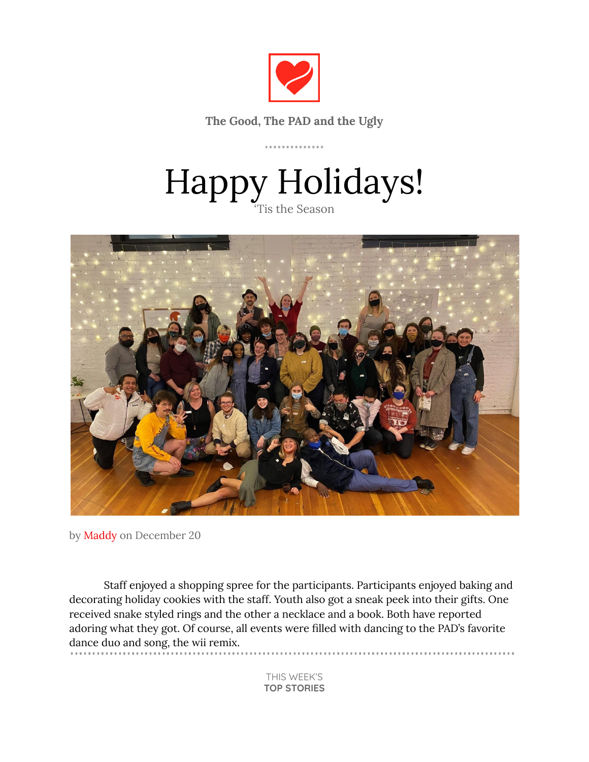The Good, The PAD and the Ugly

# Happy Holidays!

'Tis the Season

by Maddy on December 20

Staff enjoyed a shopping spree for the participants. Participants enjoyed baking and decorating holiday cookies with the staff. Youth also got a sneak peek into their gifts. One received snake styled rings and the other a necklace and a book. Both have reported adoring what they got. Of course, all events were filled with dancing to the PAD's favorite dance duo and song, the wii remix.

THIS WEEK'S
**TOP STORIES**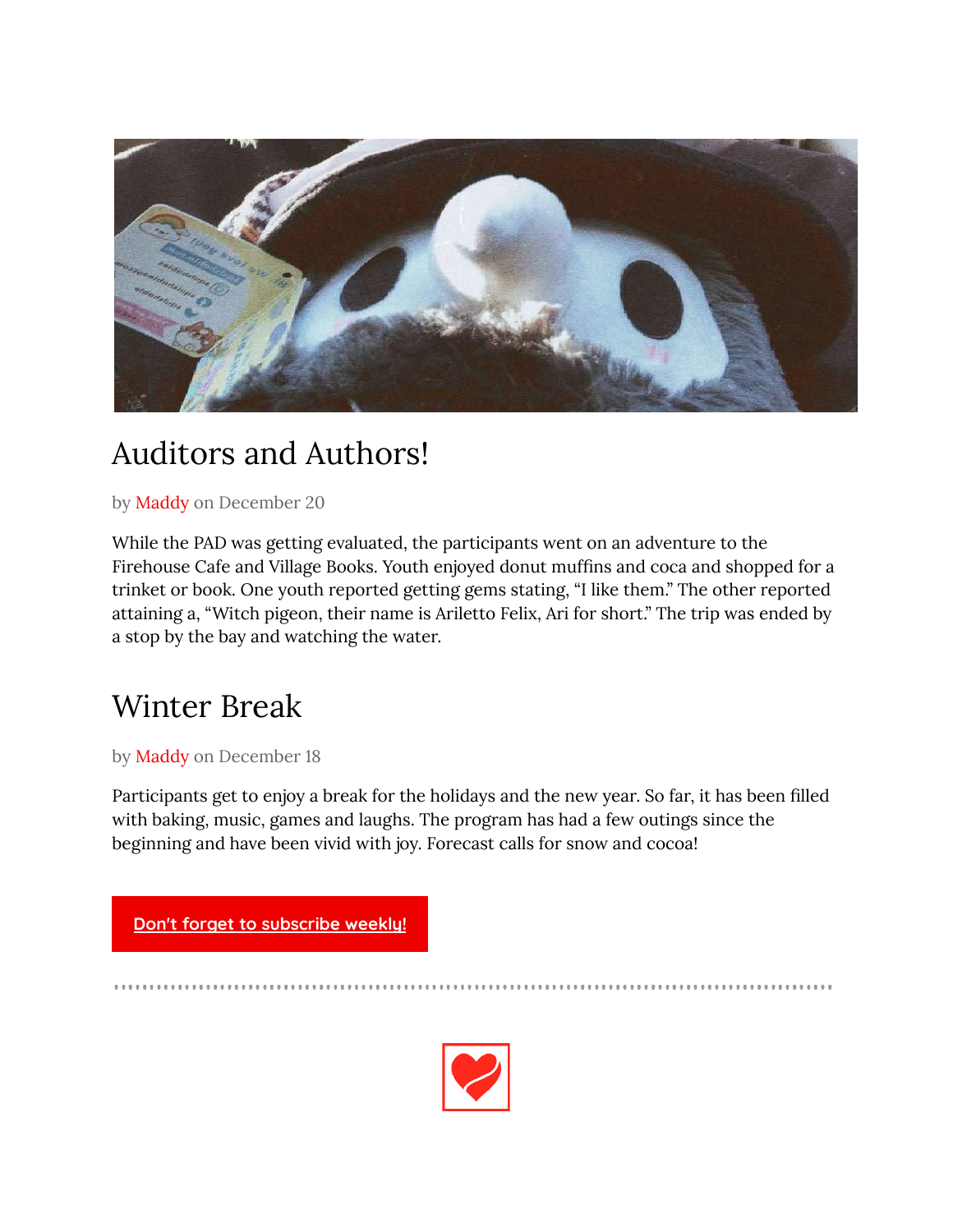## Auditors and Authors!

by Maddy on December 20

While the PAD was getting evaluated, the participants went on an adventure to the Firehouse Cafe and Village Books. Youth enjoyed donut muffins and coca and shopped for a trinket or book. One youth reported getting gems stating, "I like them." The other reported attaining a, "Witch pigeon, their name is Ariletto Felix, Ari for short." The trip was ended by a stop by the bay and watching the water.

## Winter Break

by Maddy on December 18

Participants get to enjoy a break for the holidays and the new year. So far, it has been filled with baking, music, games and laughs. The program has had a few outings since the beginning and have been vivid with joy. Forecast calls for snow and cocoa!

Don't forget to subscribe weekly!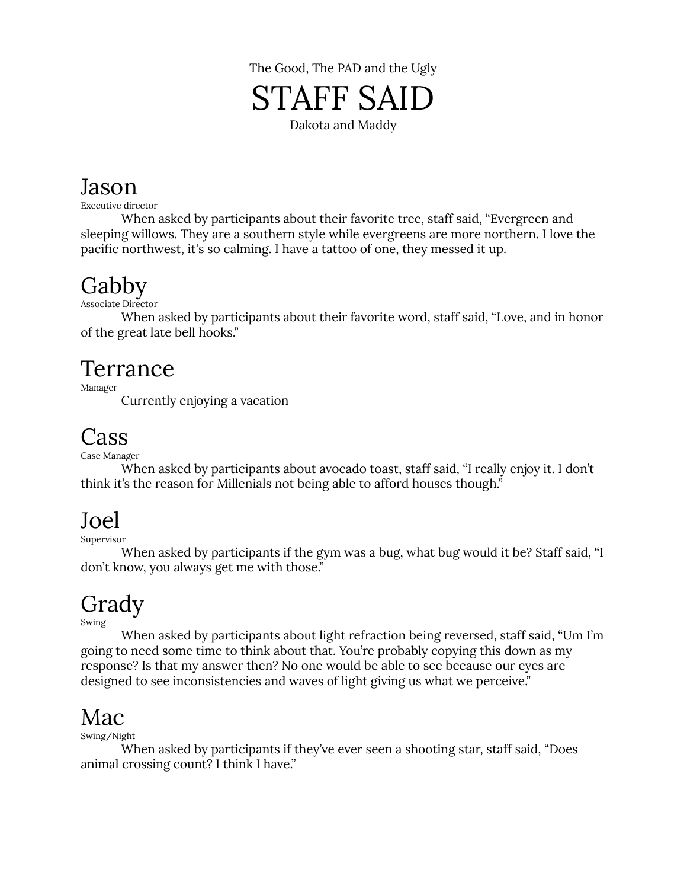The Good, The PAD and the Ugly

# STAFF SAID

Dakota and Maddy

## Jason

Executive director

When asked by participants about their favorite tree, staff said, “Evergreen and sleeping willows. They are a southern style while evergreens are more northern. I love the pacific northwest, it's so calming. I have a tattoo of one, they messed it up.

## Gabby

Associate Director

When asked by participants about their favorite word, staff said, “Love, and in honor of the great late bell hooks.”

## Terrance

Manager

Currently enjoying a vacation

## Cass

Case Manager

When asked by participants about avocado toast, staff said, “I really enjoy it. I don’t think it’s the reason for Millenials not being able to afford houses though.”

## Joel

Supervisor

When asked by participants if the gym was a bug, what bug would it be? Staff said, “I don’t know, you always get me with those.”

## Grady

Swing

When asked by participants about light refraction being reversed, staff said, “Um I’m going to need some time to think about that. You’re probably copying this down as my response? Is that my answer then? No one would be able to see because our eyes are designed to see inconsistencies and waves of light giving us what we perceive.”

## Mac

Swing/Night

When asked by participants if they’ve ever seen a shooting star, staff said, “Does animal crossing count? I think I have.”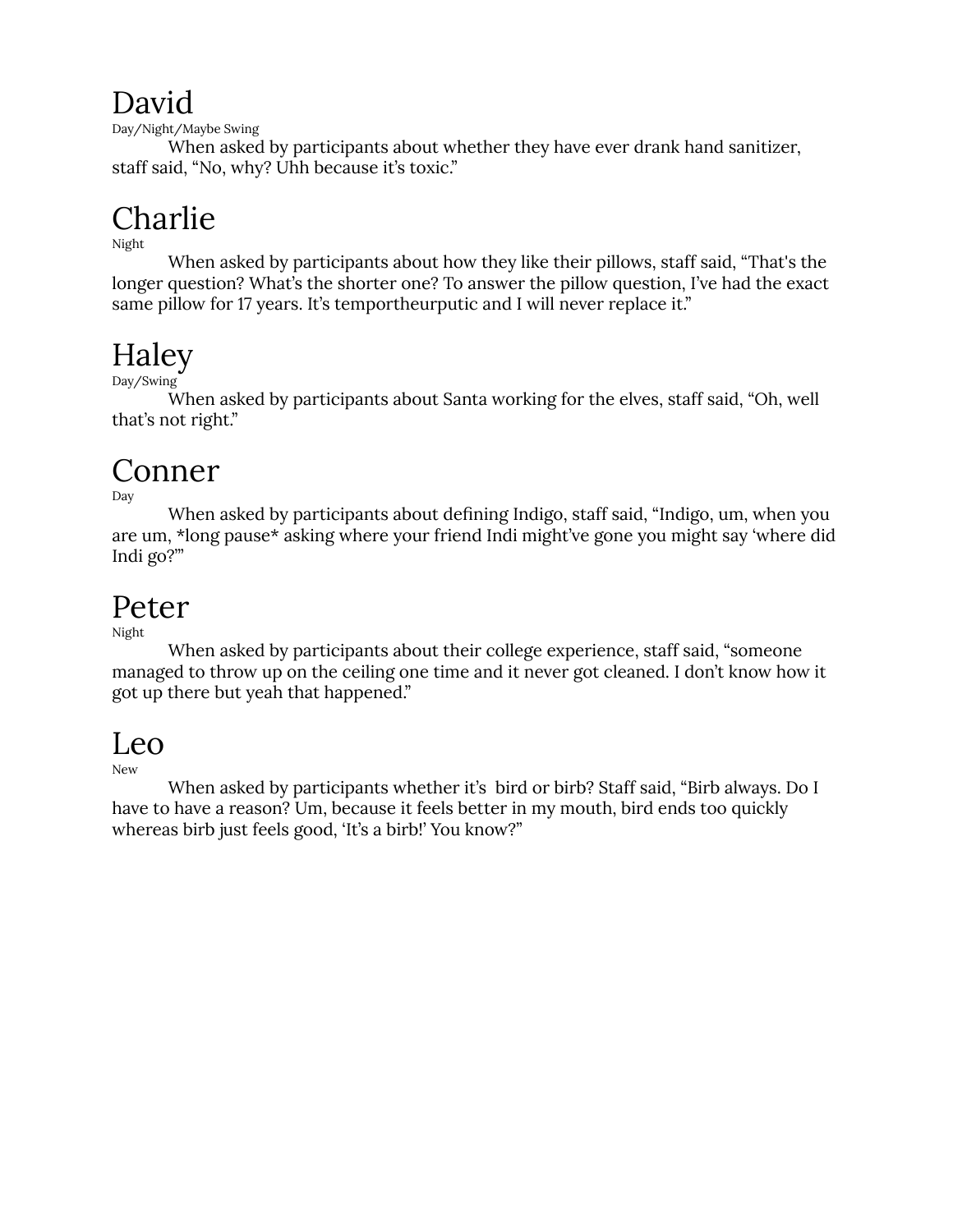## David

Day/Night/Maybe Swing

When asked by participants about whether they have ever drank hand sanitizer, staff said, “No, why? Uhh because it’s toxic.”

## Charlie

Night

When asked by participants about how they like their pillows, staff said, “That's the longer question? What’s the shorter one? To answer the pillow question, I’ve had the exact same pillow for 17 years. It’s temportheurputic and I will never replace it.”

## Haley

Day/Swing

When asked by participants about Santa working for the elves, staff said, “Oh, well that’s not right.”

## Conner

Day

When asked by participants about defining Indigo, staff said, “Indigo, um, when you are um, *long pause* asking where your friend Indi might’ve gone you might say ‘where did Indi go?’”

## Peter

Night

When asked by participants about their college experience, staff said, “someone managed to throw up on the ceiling one time and it never got cleaned. I don’t know how it got up there but yeah that happened.”

## Leo

New

When asked by participants whether it’s bird or birb? Staff said, “Birb always. Do I have to have a reason? Um, because it feels better in my mouth, bird ends too quickly whereas birb just feels good, ‘It’s a birb!’ You know?”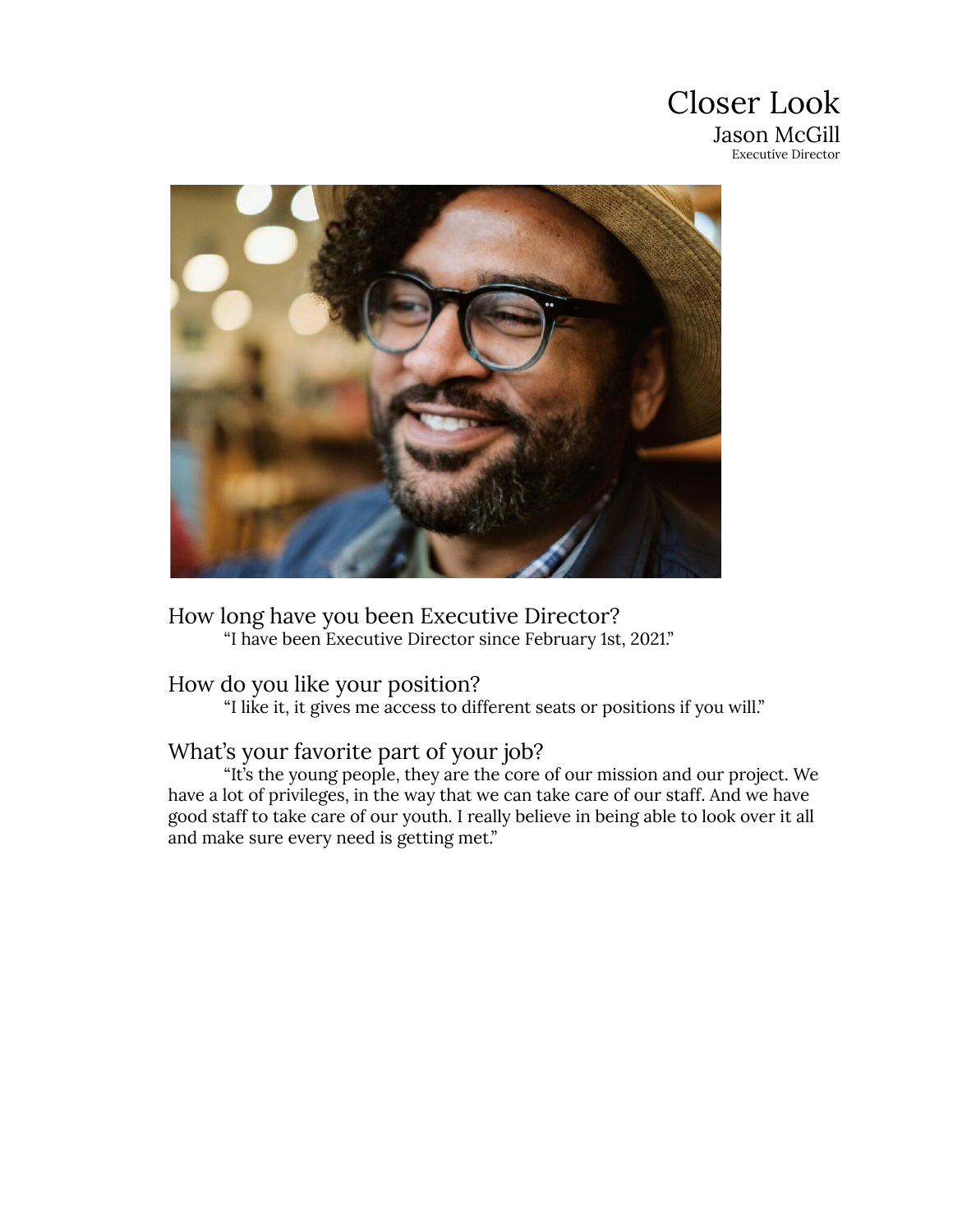# Closer Look

## Jason McGill

Executive Director

### How long have you been Executive Director?

"I have been Executive Director since February 1st, 2021."

### How do you like your position?

"I like it, it gives me access to different seats or positions if you will."

### What's your favorite part of your job?

"It's the young people, they are the core of our mission and our project. We have a lot of privileges, in the way that we can take care of our staff. And we have good staff to take care of our youth. I really believe in being able to look over it all and make sure every need is getting met."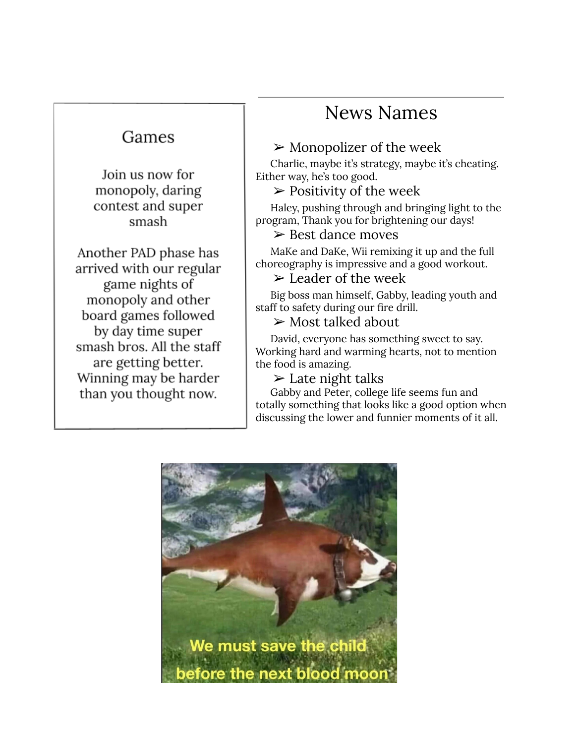## Games

Join us now for monopoly, daring contest and super smash

Another PAD phase has arrived with our regular game nights of monopoly and other board games followed by day time super smash bros. All the staff are getting better. Winning may be harder than you thought now.

## News Names

➢ Monopolizer of the week

Charlie, maybe it's strategy, maybe it's cheating. Either way, he's too good.

➢ Positivity of the week

Haley, pushing through and bringing light to the program, Thank you for brightening our days!

➢ Best dance moves

MaKe and DaKe, Wii remixing it up and the full choreography is impressive and a good workout.

➢ Leader of the week

Big boss man himself, Gabby, leading youth and staff to safety during our fire drill.

➢ Most talked about

David, everyone has something sweet to say. Working hard and warming hearts, not to mention the food is amazing.

➢ Late night talks

Gabby and Peter, college life seems fun and totally something that looks like a good option when discussing the lower and funnier moments of it all.

We must save the child before the next blood moon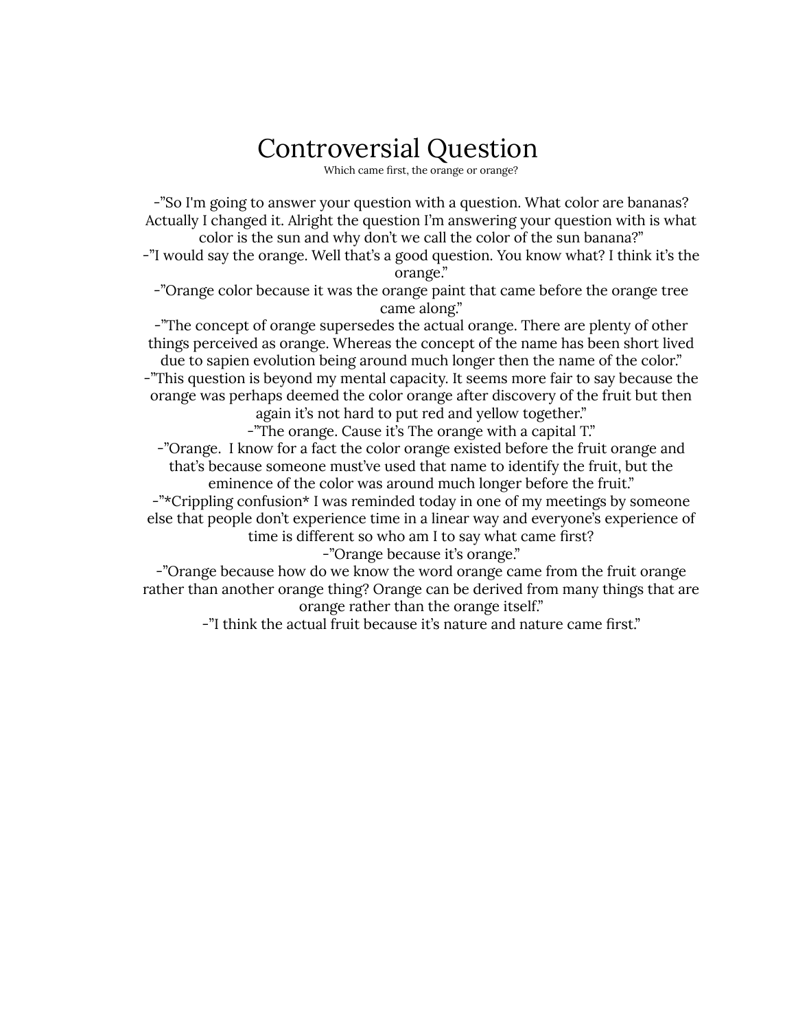# Controversial Question

Which came first, the orange or orange?

-"So I'm going to answer your question with a question. What color are bananas? Actually I changed it. Alright the question I'm answering your question with is what color is the sun and why don't we call the color of the sun banana?"

-"I would say the orange. Well that's a good question. You know what? I think it's the orange."

-"Orange color because it was the orange paint that came before the orange tree came along."

-"The concept of orange supersedes the actual orange. There are plenty of other things perceived as orange. Whereas the concept of the name has been short lived due to sapien evolution being around much longer then the name of the color."

-"This question is beyond my mental capacity. It seems more fair to say because the orange was perhaps deemed the color orange after discovery of the fruit but then again it's not hard to put red and yellow together."

-"The orange. Cause it's The orange with a capital T."

-"Orange. I know for a fact the color orange existed before the fruit orange and that's because someone must've used that name to identify the fruit, but the eminence of the color was around much longer before the fruit."

-"*Crippling confusion* I was reminded today in one of my meetings by someone else that people don't experience time in a linear way and everyone's experience of time is different so who am I to say what came first?

-"Orange because it's orange."

-"Orange because how do we know the word orange came from the fruit orange rather than another orange thing? Orange can be derived from many things that are orange rather than the orange itself."

-"I think the actual fruit because it's nature and nature came first."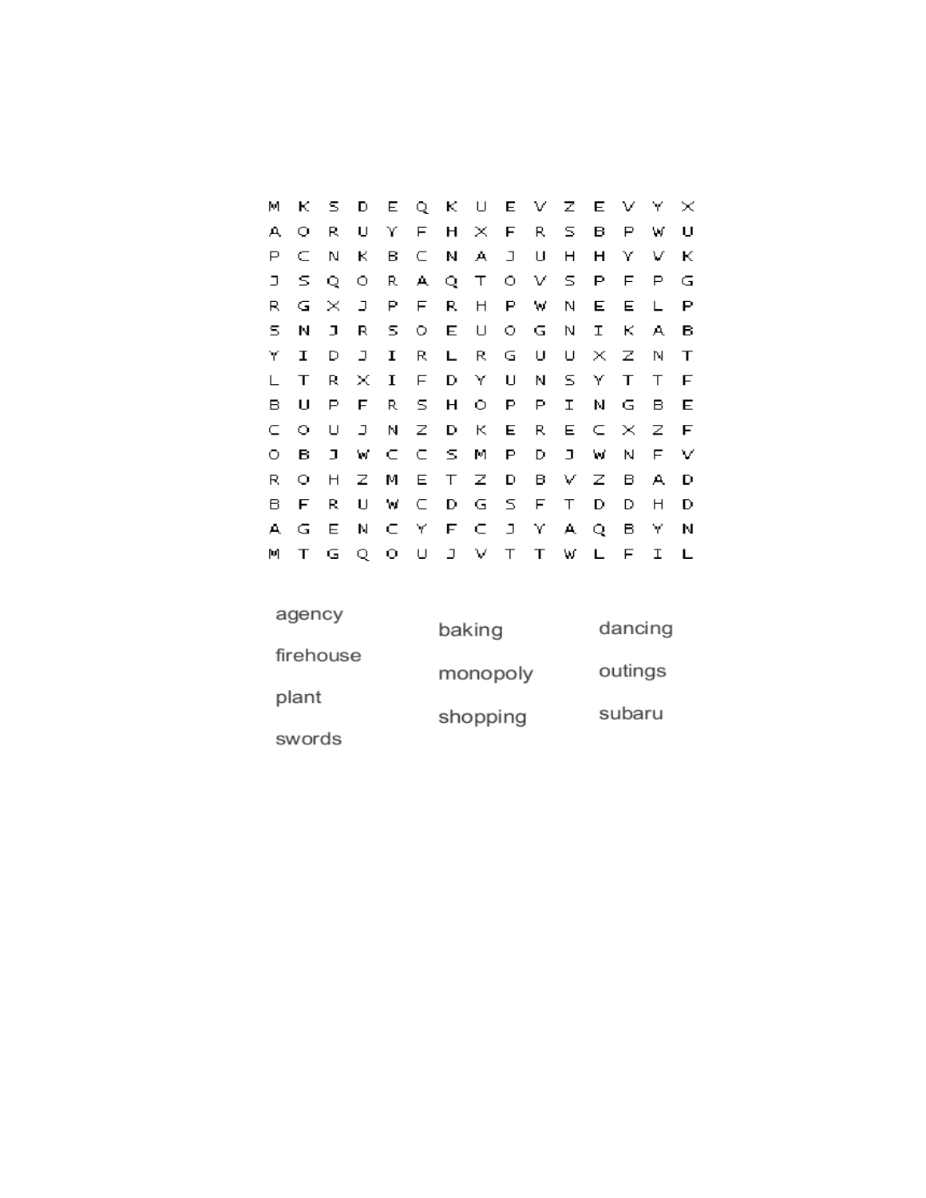```
M K S D E Q K U E V Z E V Y X
A O R U Y F H X F R S B P W U
P C N K B C N A J U H H Y V K
J S Q O R A Q T O V S P F P G
R G X J P F R H P W N E E L P
S N J R S O E U O G N I K A B
Y I D J I R L R G U U X Z N T
L T R X I F D Y U N S Y T T F
B U P F R S H O P P I N G B E
C O U J N Z D K E R E C X Z F
O B J W C C S M P D J W N F V
R O H Z M E T Z D B V Z B A D
B F R U W C D G S F T D D H D
A G E N C Y F C J Y A Q B Y N
M T G Q O U J V T T W L F I L
```

agency
firehouse
plant
swords
baking
monopoly
shopping
dancing
outings
subaru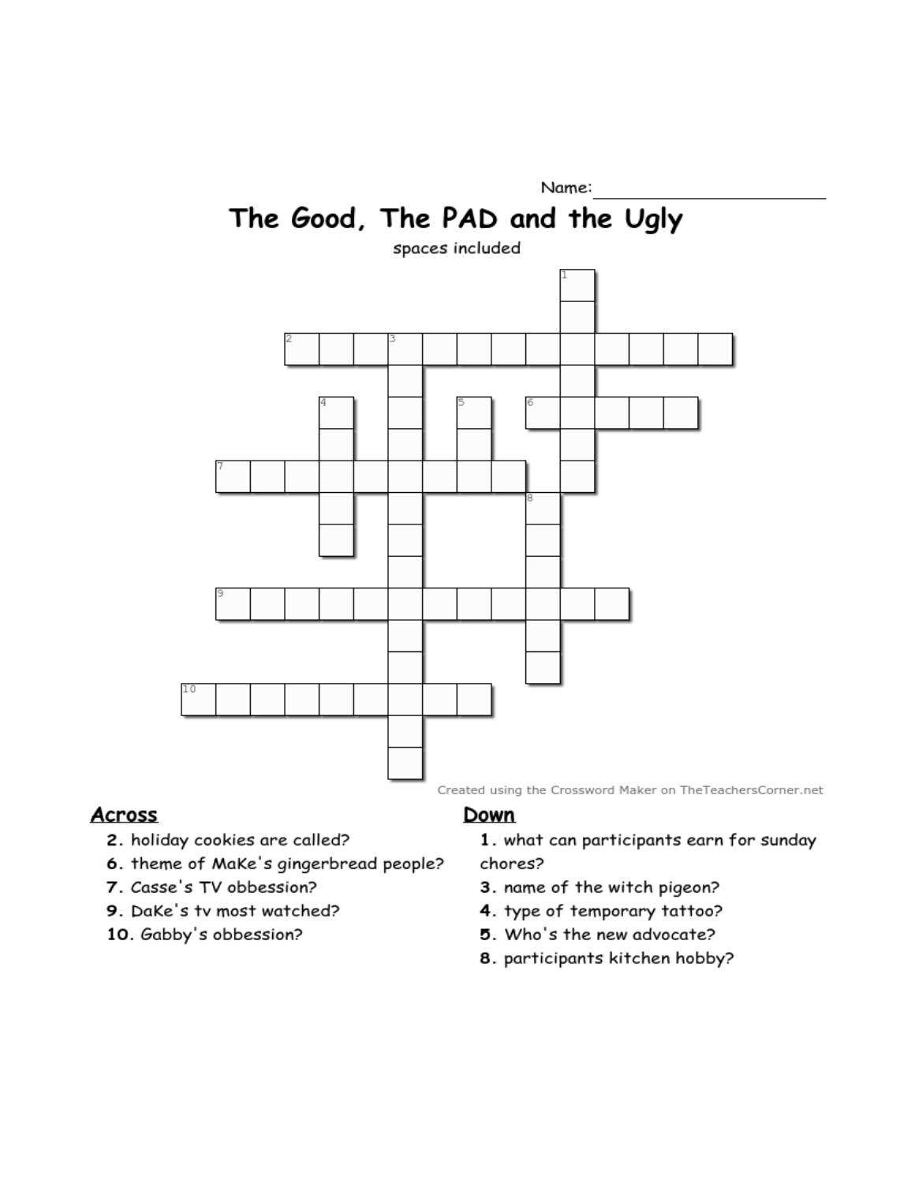Name: ______________________

# The Good, The PAD and the Ugly

spaces included

1 2 3 4 5 6 7 8 9 10

Created using the Crossword Maker on TheTeachersCorner.net

## Across

2. holiday cookies are called?
6. theme of MaKe's gingerbread people?
7. Casse's TV obbession?
9. DaKe's tv most watched?
10. Gabby's obbession?

## Down

1. what can participants earn for sunday chores?
3. name of the witch pigeon?
4. type of temporary tattoo?
5. Who's the new advocate?
8. participants kitchen hobby?